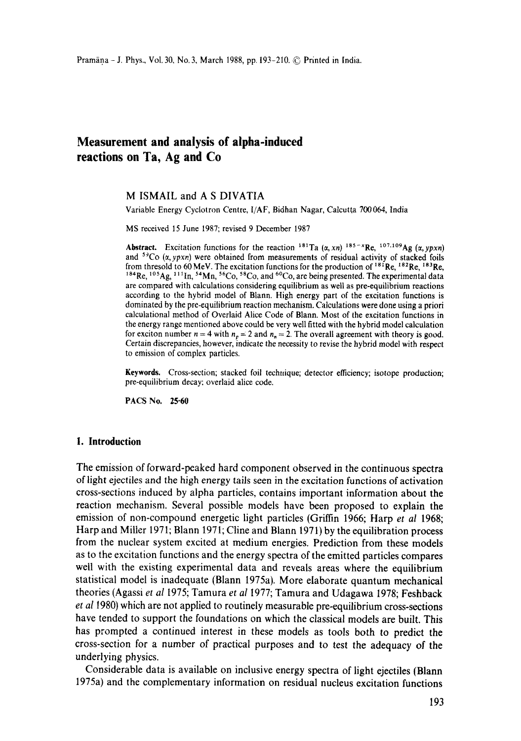# Measurement and analysis of alpha-induced reactions on Ta, Ag and Co

M ISMAIL and A S DIVATIA

Variable Energy Cyclotron Centre, I/AF, Bidhan Nagar, Calcutta 700064, India

MS received 15 June 1987; revised 9 December 1987

**Abstract.** Excitation functions for the reaction $^{181}$Ta $(\alpha, xn)$ $^{185-x}$Re, $^{107,109}$Ag $(\alpha, ypxn)$ and $^{59}$Co $(\alpha, ypxn)$ were obtained from measurements of residual activity of stacked foils from thresold to 60 MeV. The excitation functions for the production of $^{181}$Re, $^{182}$Re, $^{183}$Re, $^{184}$Re, $^{105}$Ag, $^{111}$In, $^{54}$Mn, $^{56}$Co, $^{58}$Co, and $^{60}$Co, are being presented. The experimental data are compared with calculations considering equilibrium as well as pre-equilibrium reactions according to the hybrid model of Blann. High energy part of the excitation functions is dominated by the pre-equilibrium reaction mechanism. Calculations were done using a priori calculational method of Overlaid Alice Code of Blann. Most of the excitation functions in the energy range mentioned above could be very well fitted with the hybrid model calculation for exciton number $n = 4$ with $n_p = 2$ and $n_n = 2$. The overall agreement with theory is good. Certain discrepancies, however, indicate the necessity to revise the hybrid model with respect to emission of complex particles.

**Keywords.** Cross-section; stacked foil technique; detector efficiency; isotope production; pre-equilibrium decay; overlaid alice code.

**PACS No.** 25·60

## 1. Introduction

The emission of forward-peaked hard component observed in the continuous spectra of light ejectiles and the high energy tails seen in the excitation functions of activation cross-sections induced by alpha particles, contains important information about the reaction mechanism. Several possible models have been proposed to explain the emission of non-compound energetic light particles (Griffin 1966; Harp *et al* 1968; Harp and Miller 1971; Blann 1971; Cline and Blann 1971) by the equilibration process from the nuclear system excited at medium energies. Prediction from these models as to the excitation functions and the energy spectra of the emitted particles compares well with the existing experimental data and reveals areas where the equilibrium statistical model is inadequate (Blann 1975a). More elaborate quantum mechanical theories (Agassi *et al* 1975; Tamura *et al* 1977; Tamura and Udagawa 1978; Feshback *et al* 1980) which are not applied to routinely measurable pre-equilibrium cross-sections have tended to support the foundations on which the classical models are built. This has prompted a continued interest in these models as tools both to predict the cross-section for a number of practical purposes and to test the adequacy of the underlying physics.

Considerable data is available on inclusive energy spectra of light ejectiles (Blann 1975a) and the complementary information on residual nucleus excitation functions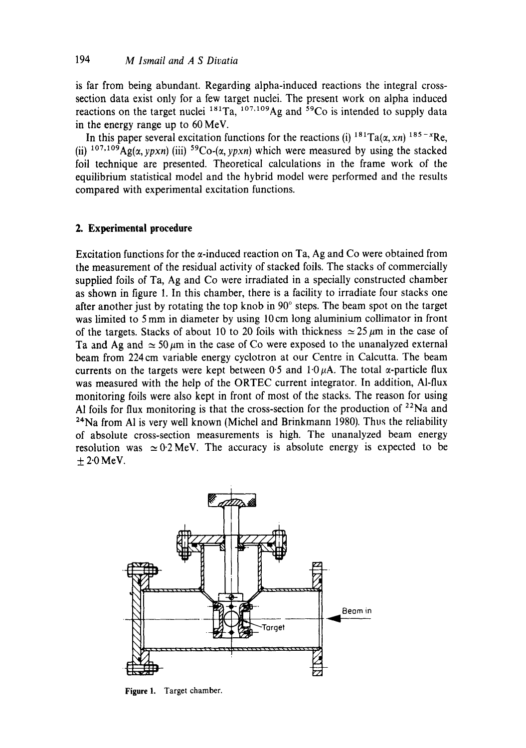is far from being abundant. Regarding alpha-induced reactions the integral cross-section data exist only for a few target nuclei. The present work on alpha induced reactions on the target nuclei $^{181}Ta$, $^{107,109}Ag$ and $^{59}Co$ is intended to supply data in the energy range up to 60 MeV.

In this paper several excitation functions for the reactions (i) $^{181}Ta(\alpha, xn)\,^{185-x}Re$, (ii) $^{107,109}Ag(\alpha, ypxn)$ (iii) $^{59}Co$-$(\alpha, ypxn)$ which were measured by using the stacked foil technique are presented. Theoretical calculations in the frame work of the equilibrium statistical model and the hybrid model were performed and the results compared with experimental excitation functions.

## 2. Experimental procedure

Excitation functions for the $\alpha$-induced reaction on Ta, Ag and Co were obtained from the measurement of the residual activity of stacked foils. The stacks of commercially supplied foils of Ta, Ag and Co were irradiated in a specially constructed chamber as shown in figure 1. In this chamber, there is a facility to irradiate four stacks one after another just by rotating the top knob in 90° steps. The beam spot on the target was limited to 5 mm in diameter by using 10 cm long aluminium collimator in front of the targets. Stacks of about 10 to 20 foils with thickness $\simeq 25\,\mu m$ in the case of Ta and Ag and $\simeq 50\,\mu m$ in the case of Co were exposed to the unanalyzed external beam from 224 cm variable energy cyclotron at our Centre in Calcutta. The beam currents on the targets were kept between 0·5 and 1·0 $\mu A$. The total $\alpha$-particle flux was measured with the help of the ORTEC current integrator. In addition, Al-flux monitoring foils were also kept in front of most of the stacks. The reason for using Al foils for flux monitoring is that the cross-section for the production of $^{22}Na$ and $^{24}Na$ from Al is very well known (Michel and Brinkmann 1980). Thus the reliability of absolute cross-section measurements is high. The unanalyzed beam energy resolution was $\simeq 0{\cdot}2$ MeV. The accuracy is absolute energy is expected to be $\pm 2{\cdot}0$ MeV.

Figure 1. Target chamber.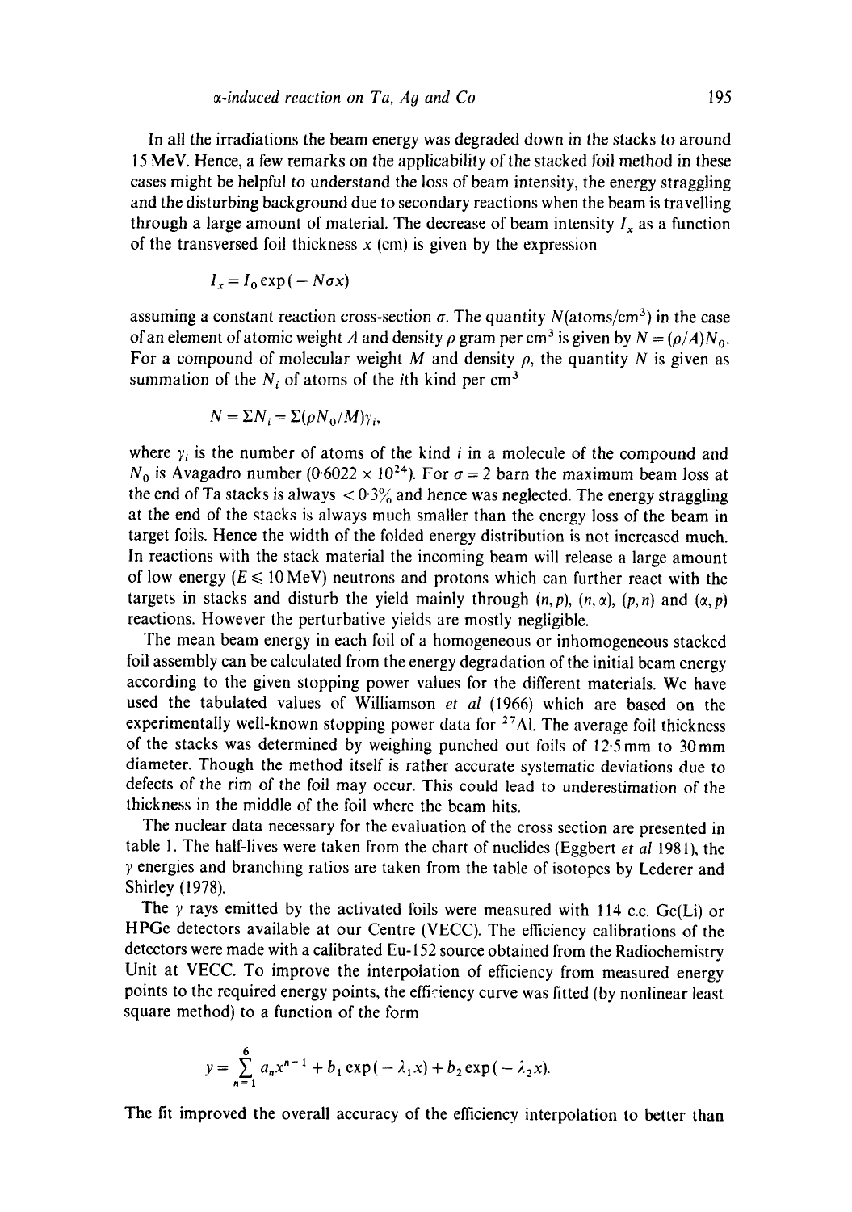In all the irradiations the beam energy was degraded down in the stacks to around 15 MeV. Hence, a few remarks on the applicability of the stacked foil method in these cases might be helpful to understand the loss of beam intensity, the energy straggling and the disturbing background due to secondary reactions when the beam is travelling through a large amount of material. The decrease of beam intensity $I_x$ as a function of the transversed foil thickness $x$ (cm) is given by the expression

$$I_x = I_0 \exp(-N\sigma x)$$

assuming a constant reaction cross-section $\sigma$. The quantity $N$(atoms/cm$^3$) in the case of an element of atomic weight $A$ and density $\rho$ gram per cm$^3$ is given by $N = (\rho/A)N_0$. For a compound of molecular weight $M$ and density $\rho$, the quantity $N$ is given as summation of the $N_i$ of atoms of the $i$th kind per cm$^3$

$$N = \Sigma N_i = \Sigma(\rho N_0/M)\gamma_i,$$

where $\gamma_i$ is the number of atoms of the kind $i$ in a molecule of the compound and $N_0$ is Avagadro number ($0{\cdot}6022 \times 10^{24}$). For $\sigma = 2$ barn the maximum beam loss at the end of Ta stacks is always $< 0{\cdot}3\%$ and hence was neglected. The energy straggling at the end of the stacks is always much smaller than the energy loss of the beam in target foils. Hence the width of the folded energy distribution is not increased much. In reactions with the stack material the incoming beam will release a large amount of low energy ($E \leqslant 10$ MeV) neutrons and protons which can further react with the targets in stacks and disturb the yield mainly through $(n, p)$, $(n, \alpha)$, $(p, n)$ and $(\alpha, p)$ reactions. However the perturbative yields are mostly negligible.

The mean beam energy in each foil of a homogeneous or inhomogeneous stacked foil assembly can be calculated from the energy degradation of the initial beam energy according to the given stopping power values for the different materials. We have used the tabulated values of Williamson *et al* (1966) which are based on the experimentally well-known stopping power data for $^{27}$Al. The average foil thickness of the stacks was determined by weighing punched out foils of 12·5 mm to 30 mm diameter. Though the method itself is rather accurate systematic deviations due to defects of the rim of the foil may occur. This could lead to underestimation of the thickness in the middle of the foil where the beam hits.

The nuclear data necessary for the evaluation of the cross section are presented in table 1. The half-lives were taken from the chart of nuclides (Eggbert *et al* 1981), the $\gamma$ energies and branching ratios are taken from the table of isotopes by Lederer and Shirley (1978).

The $\gamma$ rays emitted by the activated foils were measured with 114 c.c. Ge(Li) or HPGe detectors available at our Centre (VECC). The efficiency calibrations of the detectors were made with a calibrated Eu-152 source obtained from the Radiochemistry Unit at VECC. To improve the interpolation of efficiency from measured energy points to the required energy points, the efficiency curve was fitted (by nonlinear least square method) to a function of the form

$$y = \sum_{n=1}^{6} a_n x^{n-1} + b_1 \exp(-\lambda_1 x) + b_2 \exp(-\lambda_2 x).$$

The fit improved the overall accuracy of the efficiency interpolation to better than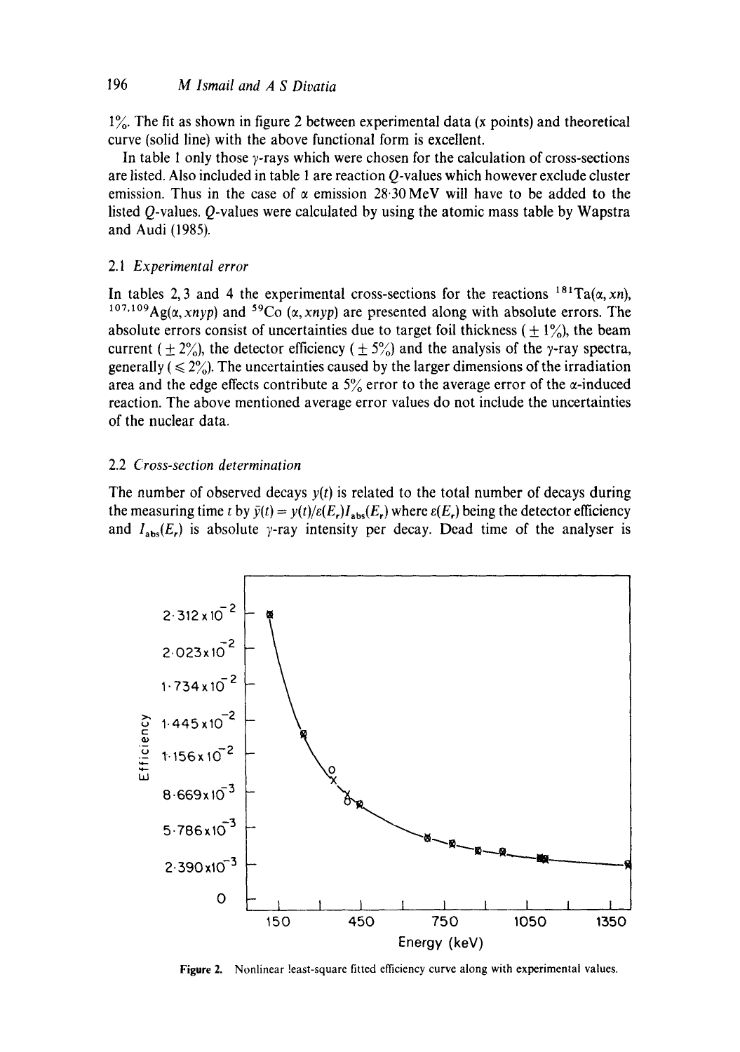1%. The fit as shown in figure 2 between experimental data (x points) and theoretical curve (solid line) with the above functional form is excellent.

In table 1 only those $\gamma$-rays which were chosen for the calculation of cross-sections are listed. Also included in table 1 are reaction $Q$-values which however exclude cluster emission. Thus in the case of $\alpha$ emission 28·30 MeV will have to be added to the listed $Q$-values. $Q$-values were calculated by using the atomic mass table by Wapstra and Audi (1985).

### 2.1 *Experimental error*

In tables 2, 3 and 4 the experimental cross-sections for the reactions $^{181}$Ta($\alpha$, $xn$), $^{107,109}$Ag($\alpha$, $xnyp$) and $^{59}$Co ($\alpha$, $xnyp$) are presented along with absolute errors. The absolute errors consist of uncertainties due to target foil thickness ($\pm$ 1%), the beam current ($\pm$ 2%), the detector efficiency ($\pm$ 5%) and the analysis of the $\gamma$-ray spectra, generally ($\leqslant$ 2%). The uncertainties caused by the larger dimensions of the irradiation area and the edge effects contribute a 5% error to the average error of the $\alpha$-induced reaction. The above mentioned average error values do not include the uncertainties of the nuclear data.

### 2.2 *Cross-section determination*

The number of observed decays $y(t)$ is related to the total number of decays during the measuring time $t$ by $\bar{y}(t) = y(t)/\varepsilon(E_r)I_{abs}(E_r)$ where $\varepsilon(E_r)$ being the detector efficiency and $I_{abs}(E_r)$ is absolute $\gamma$-ray intensity per decay. Dead time of the analyser is

**Figure 2.** Nonlinear least-square fitted efficiency curve along with experimental values.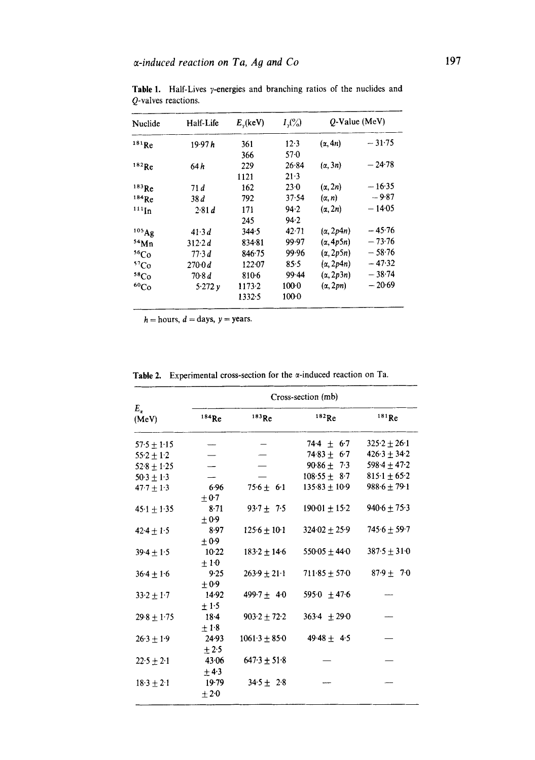**Table 1.** Half-Lives γ-energies and branching ratios of the nuclides and Q-valves reactions.

| Nuclide | Half-Life | $E_\gamma$(keV) | $I_\gamma$(%) | Q-Value (MeV) | |
|---|---|---|---|---|---|
| $^{181}$Re | 19·97 *h* | 361 | 12·3 | (α, 4n) | −31·75 |
| | | 366 | 57·0 | | |
| $^{182}$Re | 64 *h* | 229 | 26·84 | (α, 3n) | −24·78 |
| | | 1121 | 21·3 | | |
| $^{183}$Re | 71 *d* | 162 | 23·0 | (α, 2n) | −16·35 |
| $^{184}$Re | 38 *d* | 792 | 37·54 | (α, n) | −9·87 |
| $^{111}$In | 2·81 *d* | 171 | 94·2 | (α, 2n) | −14·05 |
| | | 245 | 94·2 | | |
| $^{105}$Ag | 41·3 *d* | 344·5 | 42·71 | (α, 2p4n) | −45·76 |
| $^{54}$Mn | 312·2 *d* | 834·81 | 99·97 | (α, 4p5n) | −73·76 |
| $^{56}$Co | 77·3 *d* | 846·75 | 99·96 | (α, 2p5n) | −58·76 |
| $^{57}$Co | 270·0 *d* | 122·07 | 85·5 | (α, 2p4n) | −47·32 |
| $^{58}$Co | 70·8 *d* | 810·6 | 99·44 | (α, 2p3n) | −38·74 |
| $^{60}$Co | 5·272 *y* | 1173·2 | 100·0 | (α, 2pn) | −20·69 |
| | | 1332·5 | 100·0 | | |

*h* = hours, *d* = days, *y* = years.

**Table 2.** Experimental cross-section for the α-induced reaction on Ta.

| $E_\alpha$ (MeV) | Cross-section (mb) | | | |
|---|---|---|---|---|
| | $^{184}$Re | $^{183}$Re | $^{182}$Re | $^{181}$Re |
| 57·5 ± 1·15 | — | — | 74·4 ± 6·7 | 325·2 ± 26·1 |
| 55·2 ± 1·2 | — | — | 74·83 ± 6·7 | 426·3 ± 34·2 |
| 52·8 ± 1·25 | — | — | 90·86 ± 7·3 | 598·4 ± 47·2 |
| 50·3 ± 1·3 | — | — | 108·55 ± 8·7 | 815·1 ± 65·2 |
| 47·7 ± 1·3 | 6·96 ± 0·7 | 75·6 ± 6·1 | 135·83 ± 10·9 | 988·6 ± 79·1 |
| 45·1 ± 1·35 | 8·71 ± 0·9 | 93·7 ± 7·5 | 190·01 ± 15·2 | 940·6 ± 75·3 |
| 42·4 ± 1·5 | 8·97 ± 0·9 | 125·6 ± 10·1 | 324·02 ± 25·9 | 745·6 ± 59·7 |
| 39·4 ± 1·5 | 10·22 ± 1·0 | 183·2 ± 14·6 | 550·05 ± 44·0 | 387·5 ± 31·0 |
| 36·4 ± 1·6 | 9·25 ± 0·9 | 263·9 ± 21·1 | 711·85 ± 57·0 | 87·9 ± 7·0 |
| 33·2 ± 1·7 | 14·92 ± 1·5 | 499·7 ± 4·0 | 595·0 ± 47·6 | — |
| 29·8 ± 1·75 | 18·4 ± 1·8 | 903·2 ± 72·2 | 363·4 ± 29·0 | — |
| 26·3 ± 1·9 | 24·93 ± 2·5 | 1061·3 ± 85·0 | 49·48 ± 4·5 | — |
| 22·5 ± 2·1 | 43·06 ± 4·3 | 647·3 ± 51·8 | — | — |
| 18·3 ± 2·1 | 19·79 ± 2·0 | 34·5 ± 2·8 | — | — |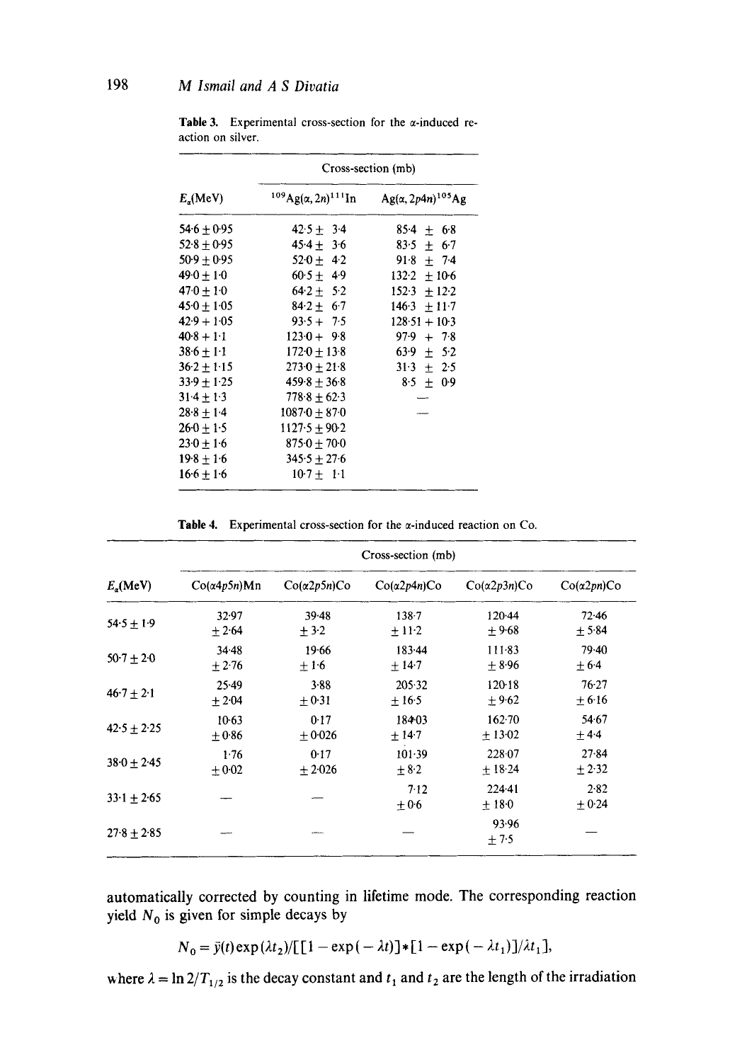**Table 3.** Experimental cross-section for the α-induced reaction on silver.

| $E_\alpha$(MeV) | Cross-section (mb) $^{109}Ag(\alpha, 2n)^{111}In$ | $Ag(\alpha, 2p4n)^{105}Ag$ |
|---|---|---|
| 54·6 ± 0·95 | 42·5 ± 3·4 | 85·4 ± 6·8 |
| 52·8 ± 0·95 | 45·4 ± 3·6 | 83·5 ± 6·7 |
| 50·9 ± 0·95 | 52·0 ± 4·2 | 91·8 ± 7·4 |
| 49·0 ± 1·0 | 60·5 ± 4·9 | 132·2 ± 10·6 |
| 47·0 ± 1·0 | 64·2 ± 5·2 | 152·3 ± 12·2 |
| 45·0 ± 1·05 | 84·2 ± 6·7 | 146·3 ± 11·7 |
| 42·9 + 1·05 | 93·5 + 7·5 | 128·51 + 10·3 |
| 40·8 + 1·1 | 123·0 + 9·8 | 97·9 + 7·8 |
| 38·6 ± 1·1 | 172·0 ± 13·8 | 63·9 ± 5·2 |
| 36·2 ± 1·15 | 273·0 ± 21·8 | 31·3 ± 2·5 |
| 33·9 ± 1·25 | 459·8 ± 36·8 | 8·5 ± 0·9 |
| 31·4 ± 1·3 | 778·8 ± 62·3 | — |
| 28·8 ± 1·4 | 1087·0 ± 87·0 | — |
| 26·0 ± 1·5 | 1127·5 ± 90·2 | |
| 23·0 ± 1·6 | 875·0 ± 70·0 | |
| 19·8 ± 1·6 | 345·5 ± 27·6 | |
| 16·6 ± 1·6 | 10·7 ± 1·1 | |

**Table 4.** Experimental cross-section for the α-induced reaction on Co.

| $E_\alpha$(MeV) | Cross-section (mb) Co(α4p5n)Mn | Co(α2p5n)Co | Co(α2p4n)Co | Co(α2p3n)Co | Co(α2pn)Co |
|---|---|---|---|---|---|
| 54·5 ± 1·9 | 32·97 ± 2·64 | 39·48 ± 3·2 | 138·7 ± 11·2 | 120·44 ± 9·68 | 72·46 ± 5·84 |
| 50·7 ± 2·0 | 34·48 ± 2·76 | 19·66 ± 1·6 | 183·44 ± 14·7 | 111·83 ± 8·96 | 79·40 ± 6·4 |
| 46·7 ± 2·1 | 25·49 ± 2·04 | 3·88 ± 0·31 | 205·32 ± 16·5 | 120·18 ± 9·62 | 76·27 ± 6·16 |
| 42·5 ± 2·25 | 10·63 ± 0·86 | 0·17 ± 0·026 | 184·03 ± 14·7 | 162·70 ± 13·02 | 54·67 ± 4·4 |
| 38·0 ± 2·45 | 1·76 ± 0·02 | 0·17 ± 2·026 | 101·39 ± 8·2 | 228·07 ± 18·24 | 27·84 ± 2·32 |
| 33·1 ± 2·65 | — | — | 7·12 ± 0·6 | 224·41 ± 18·0 | 2·82 ± 0·24 |
| 27·8 ± 2·85 | — | — | — | 93·96 ± 7·5 | — |

automatically corrected by counting in lifetime mode. The corresponding reaction yield $N_0$ is given for simple decays by

$$N_0 = \bar{y}(t)\exp(\lambda t_2)/[[1-\exp(-\lambda t)]*[1-\exp(-\lambda t_1)]/\lambda t_1],$$

where $\lambda = \ln 2/T_{1/2}$ is the decay constant and $t_1$ and $t_2$ are the length of the irradiation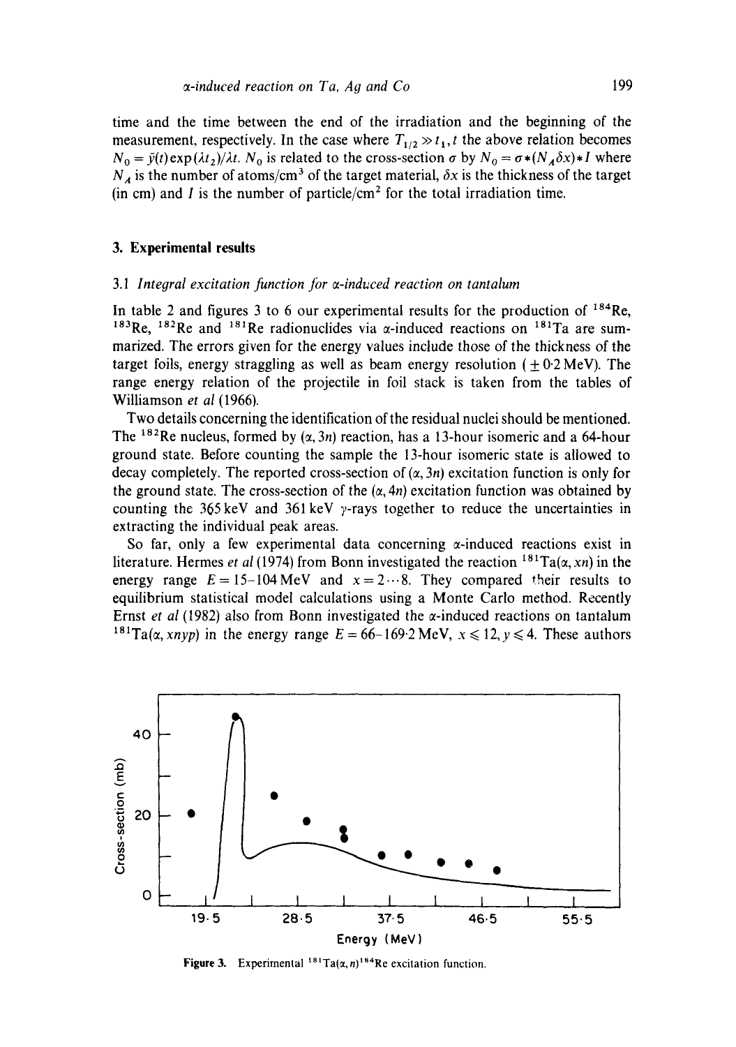time and the time between the end of the irradiation and the beginning of the measurement, respectively. In the case where $T_{1/2} \gg t_1, t$ the above relation becomes $N_0 = \bar{y}(t)\exp(\lambda t_2)/\lambda t$. $N_0$ is related to the cross-section $\sigma$ by $N_0 = \sigma * (N_A \delta x) * I$ where $N_A$ is the number of atoms/cm$^3$ of the target material, $\delta x$ is the thickness of the target (in cm) and $I$ is the number of particle/cm$^2$ for the total irradiation time.

## 3. Experimental results

### 3.1 *Integral excitation function for α-induced reaction on tantalum*

In table 2 and figures 3 to 6 our experimental results for the production of $^{184}$Re, $^{183}$Re, $^{182}$Re and $^{181}$Re radionuclides via α-induced reactions on $^{181}$Ta are summarized. The errors given for the energy values include those of the thickness of the target foils, energy straggling as well as beam energy resolution ($\pm 0{\cdot}2$ MeV). The range energy relation of the projectile in foil stack is taken from the tables of Williamson *et al* (1966).

Two details concerning the identification of the residual nuclei should be mentioned. The $^{182}$Re nucleus, formed by (α, 3n) reaction, has a 13-hour isomeric and a 64-hour ground state. Before counting the sample the 13-hour isomeric state is allowed to decay completely. The reported cross-section of (α, 3n) excitation function is only for the ground state. The cross-section of the (α, 4n) excitation function was obtained by counting the 365 keV and 361 keV γ-rays together to reduce the uncertainties in extracting the individual peak areas.

So far, only a few experimental data concerning α-induced reactions exist in literature. Hermes *et al* (1974) from Bonn investigated the reaction $^{181}$Ta(α, xn) in the energy range $E = 15$–$104$ MeV and $x = 2 \cdots 8$. They compared their results to equilibrium statistical model calculations using a Monte Carlo method. Recently Ernst *et al* (1982) also from Bonn investigated the α-induced reactions on tantalum $^{181}$Ta(α, xnyp) in the energy range $E = 66$–$169{\cdot}2$ MeV, $x \leqslant 12, y \leqslant 4$. These authors

**Figure 3.** Experimental $^{181}$Ta(α, n)$^{184}$Re excitation function.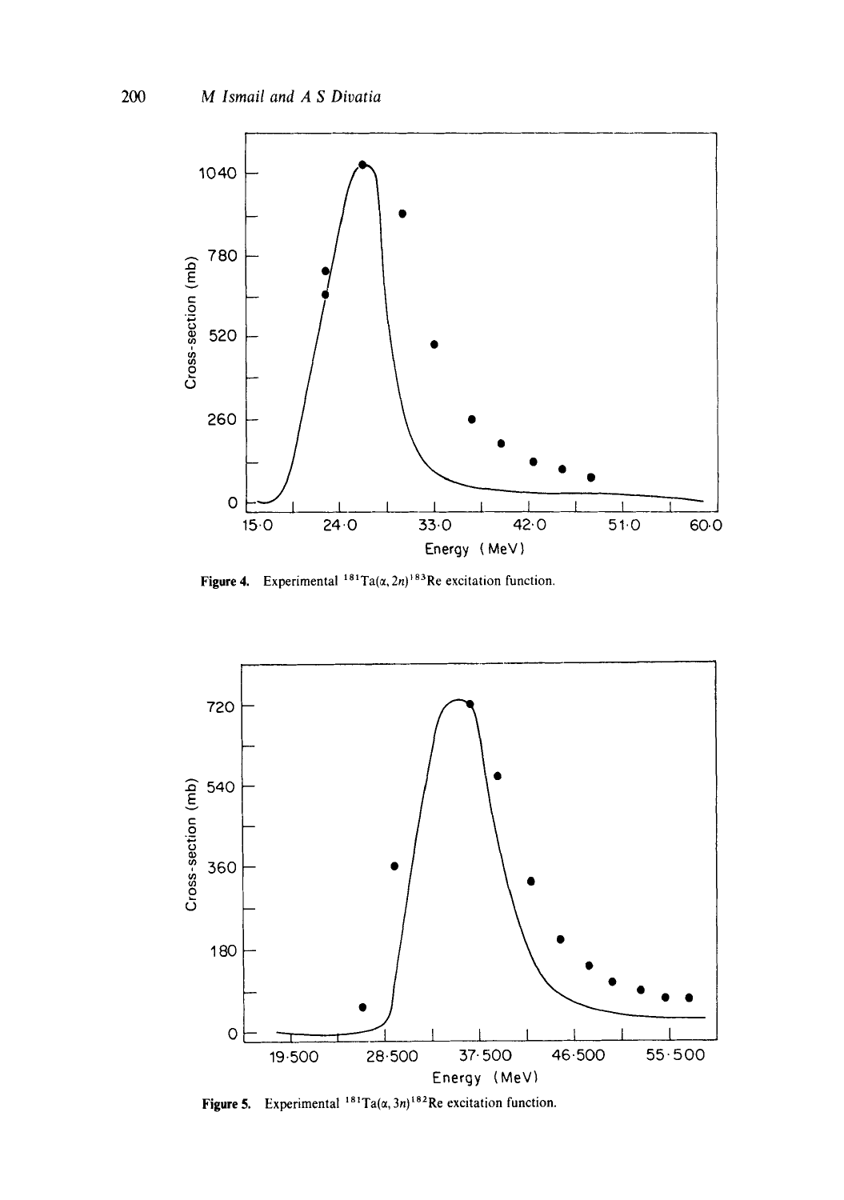Figure 4. Experimental $^{181}Ta(\alpha, 2n)^{183}Re$ excitation function.

Figure 5. Experimental $^{181}Ta(\alpha, 3n)^{182}Re$ excitation function.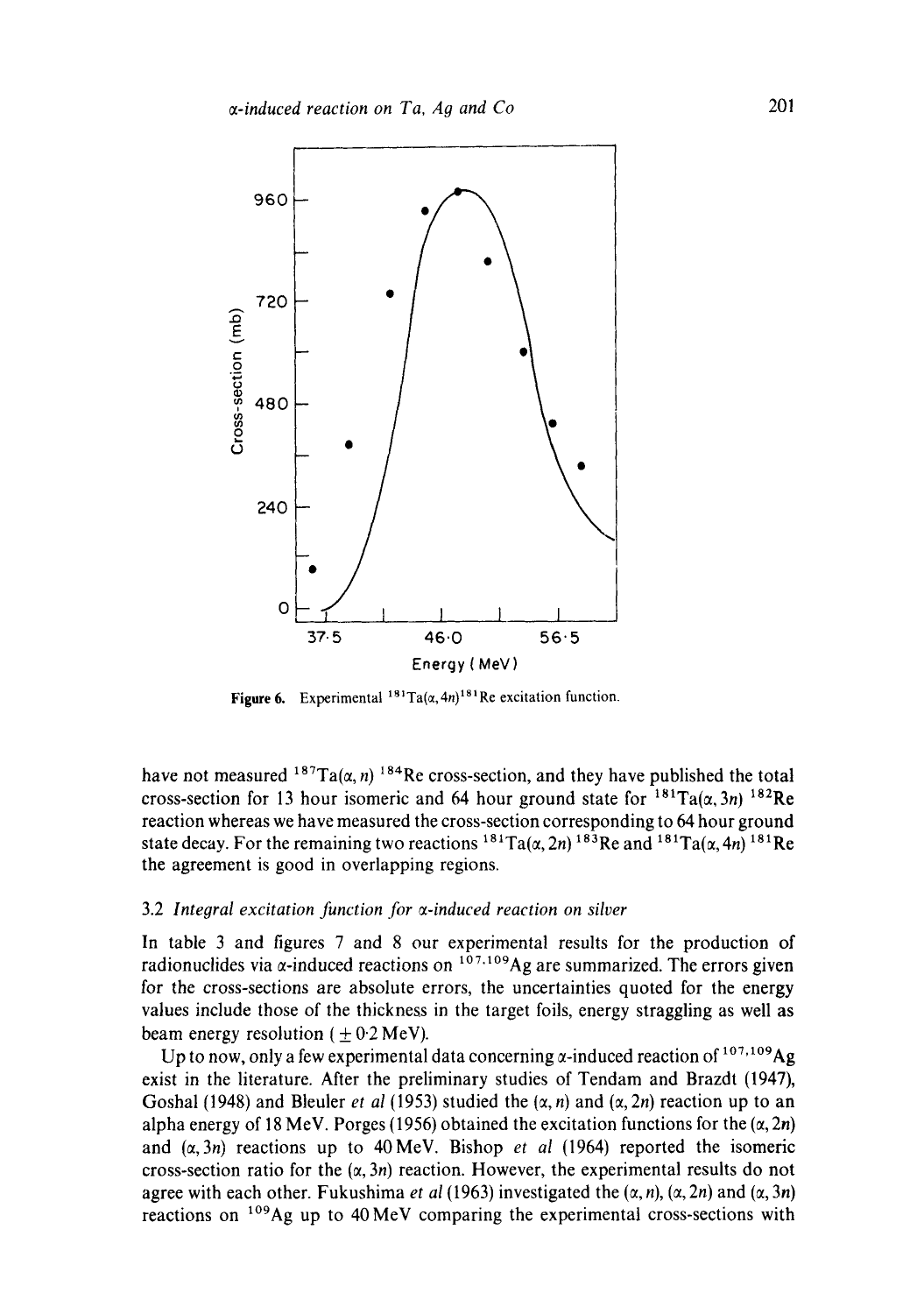Figure 6. Experimental $^{181}Ta(\alpha, 4n)^{181}Re$ excitation function.

have not measured $^{187}Ta(\alpha, n)$ $^{184}Re$ cross-section, and they have published the total cross-section for 13 hour isomeric and 64 hour ground state for $^{181}Ta(\alpha, 3n)$ $^{182}Re$ reaction whereas we have measured the cross-section corresponding to 64 hour ground state decay. For the remaining two reactions $^{181}Ta(\alpha, 2n)$ $^{183}Re$ and $^{181}Ta(\alpha, 4n)$ $^{181}Re$ the agreement is good in overlapping regions.

### 3.2 *Integral excitation function for α-induced reaction on silver*

In table 3 and figures 7 and 8 our experimental results for the production of radionuclides via α-induced reactions on $^{107,109}Ag$ are summarized. The errors given for the cross-sections are absolute errors, the uncertainties quoted for the energy values include those of the thickness in the target foils, energy straggling as well as beam energy resolution ($\pm 0{\cdot}2$ MeV).

Up to now, only a few experimental data concerning α-induced reaction of $^{107,109}Ag$ exist in the literature. After the preliminary studies of Tendam and Brazdt (1947), Goshal (1948) and Bleuler *et al* (1953) studied the $(\alpha, n)$ and $(\alpha, 2n)$ reaction up to an alpha energy of 18 MeV. Porges (1956) obtained the excitation functions for the $(\alpha, 2n)$ and $(\alpha, 3n)$ reactions up to 40 MeV. Bishop *et al* (1964) reported the isomeric cross-section ratio for the $(\alpha, 3n)$ reaction. However, the experimental results do not agree with each other. Fukushima *et al* (1963) investigated the $(\alpha, n)$, $(\alpha, 2n)$ and $(\alpha, 3n)$ reactions on $^{109}Ag$ up to 40 MeV comparing the experimental cross-sections with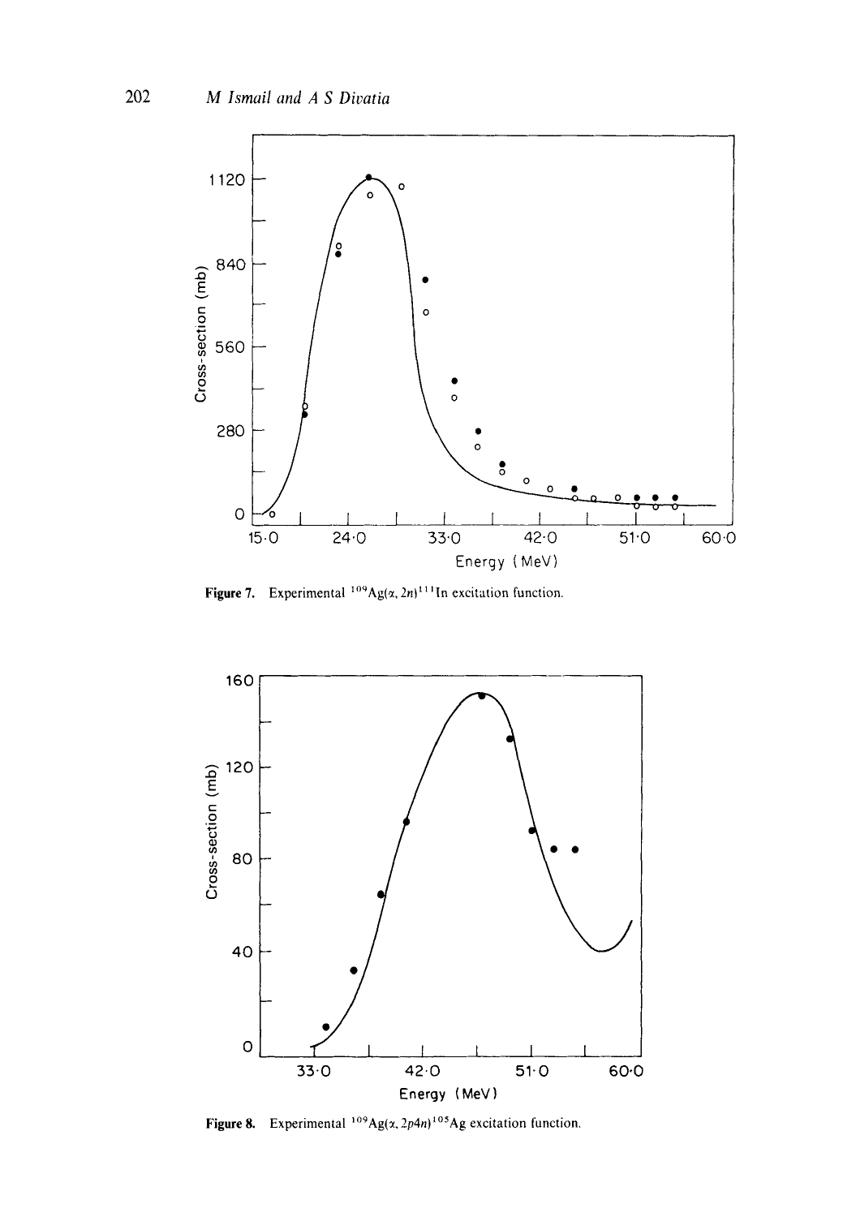**Figure 7.** Experimental $^{109}Ag(\alpha, 2n)^{111}In$ excitation function.

**Figure 8.** Experimental $^{109}Ag(\alpha, 2p4n)^{105}Ag$ excitation function.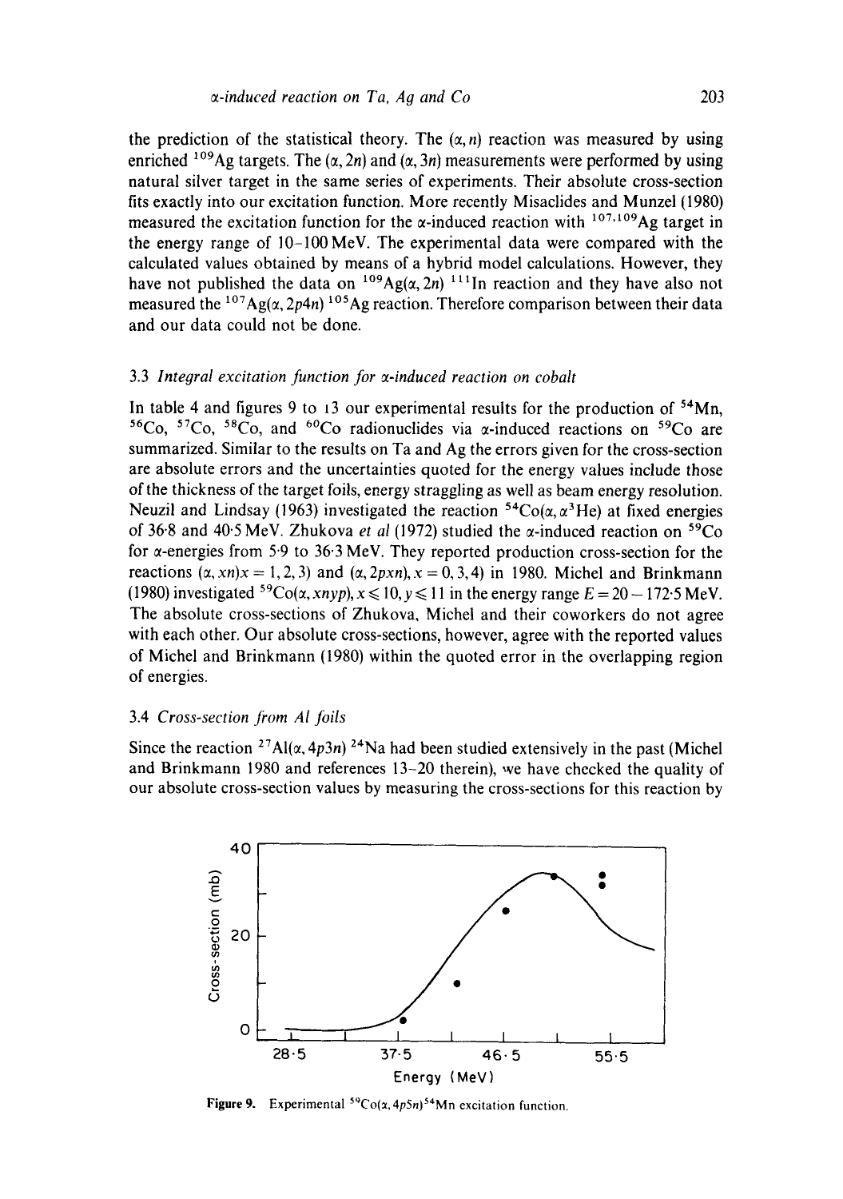the prediction of the statistical theory. The $(\alpha, n)$ reaction was measured by using enriched $^{109}Ag$ targets. The $(\alpha, 2n)$ and $(\alpha, 3n)$ measurements were performed by using natural silver target in the same series of experiments. Their absolute cross-section fits exactly into our excitation function. More recently Misaclides and Munzel (1980) measured the excitation function for the α-induced reaction with $^{107,109}Ag$ target in the energy range of 10–100 MeV. The experimental data were compared with the calculated values obtained by means of a hybrid model calculations. However, they have not published the data on $^{109}Ag(\alpha, 2n)\,^{111}In$ reaction and they have also not measured the $^{107}Ag(\alpha, 2p4n)\,^{105}Ag$ reaction. Therefore comparison between their data and our data could not be done.

### 3.3 *Integral excitation function for α-induced reaction on cobalt*

In table 4 and figures 9 to 13 our experimental results for the production of $^{54}Mn$, $^{56}Co$, $^{57}Co$, $^{58}Co$, and $^{60}Co$ radionuclides via α-induced reactions on $^{59}Co$ are summarized. Similar to the results on Ta and Ag the errors given for the cross-section are absolute errors and the uncertainties quoted for the energy values include those of the thickness of the target foils, energy straggling as well as beam energy resolution. Neuzil and Lindsay (1963) investigated the reaction $^{54}Co(\alpha, \alpha^3He)$ at fixed energies of 36·8 and 40·5 MeV. Zhukova *et al* (1972) studied the α-induced reaction on $^{59}Co$ for α-energies from 5·9 to 36·3 MeV. They reported production cross-section for the reactions $(\alpha, xn)x = 1, 2, 3$ and $(\alpha, 2pxn), x = 0, 3, 4$ in 1980. Michel and Brinkmann (1980) investigated $^{59}Co(\alpha, xnyp), x \leq 10, y \leq 11$ in the energy range $E = 20 - 172{\cdot}5$ MeV. The absolute cross-sections of Zhukova, Michel and their coworkers do not agree with each other. Our absolute cross-sections, however, agree with the reported values of Michel and Brinkmann (1980) within the quoted error in the overlapping region of energies.

### 3.4 *Cross-section from Al foils*

Since the reaction $^{27}Al(\alpha, 4p3n)\,^{24}Na$ had been studied extensively in the past (Michel and Brinkmann 1980 and references 13–20 therein), we have checked the quality of our absolute cross-section values by measuring the cross-sections for this reaction by

**Figure 9.** Experimental $^{59}Co(\alpha, 4p5n)\,^{54}Mn$ excitation function.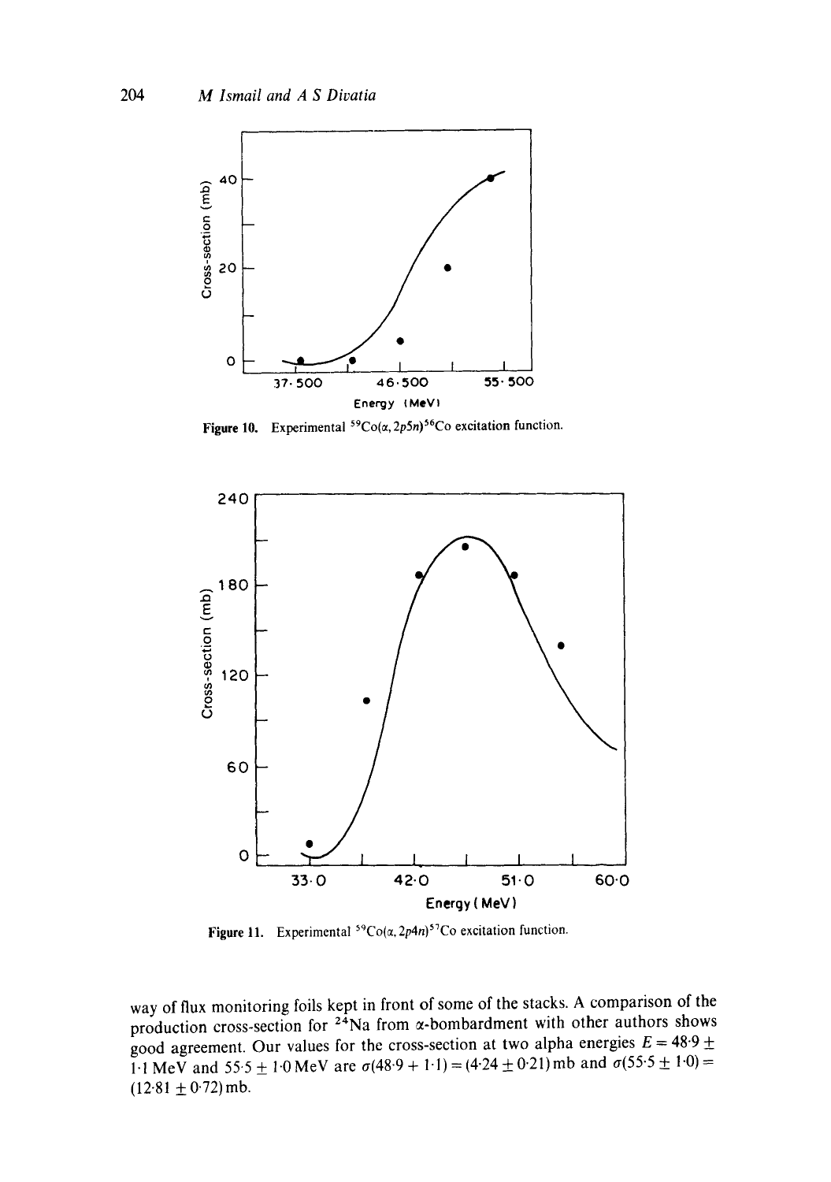Figure 10. Experimental $^{59}Co(\alpha, 2p5n)^{56}Co$ excitation function.

Figure 11. Experimental $^{59}Co(\alpha, 2p4n)^{57}Co$ excitation function.

way of flux monitoring foils kept in front of some of the stacks. A comparison of the production cross-section for $^{24}Na$ from $\alpha$-bombardment with other authors shows good agreement. Our values for the cross-section at two alpha energies $E = 48{\cdot}9 \pm 1{\cdot}1$ MeV and $55{\cdot}5 \pm 1{\cdot}0$ MeV are $\sigma(48{\cdot}9 + 1{\cdot}1) = (4{\cdot}24 \pm 0{\cdot}21)$ mb and $\sigma(55{\cdot}5 \pm 1{\cdot}0) = (12{\cdot}81 \pm 0{\cdot}72)$ mb.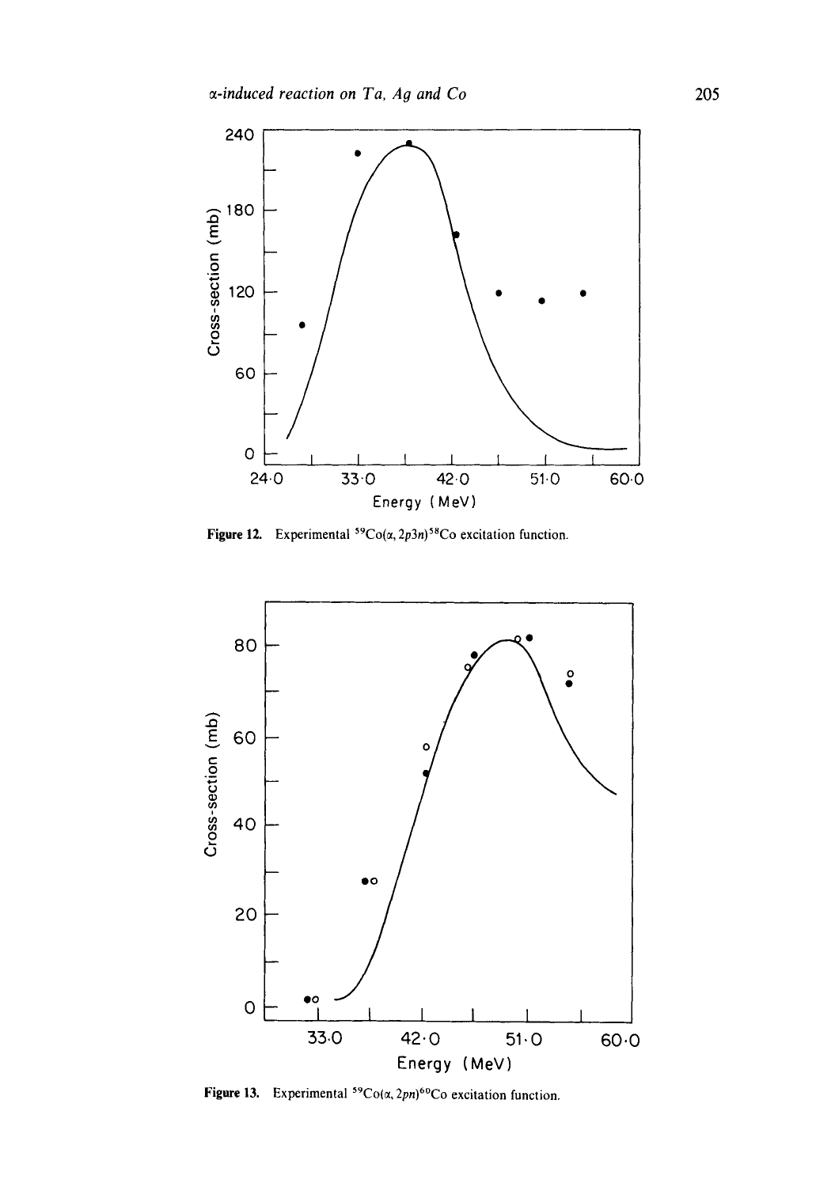Figure 12. Experimental $^{59}Co(\alpha, 2p3n)^{58}Co$ excitation function.

Figure 13. Experimental $^{59}Co(\alpha, 2pn)^{60}Co$ excitation function.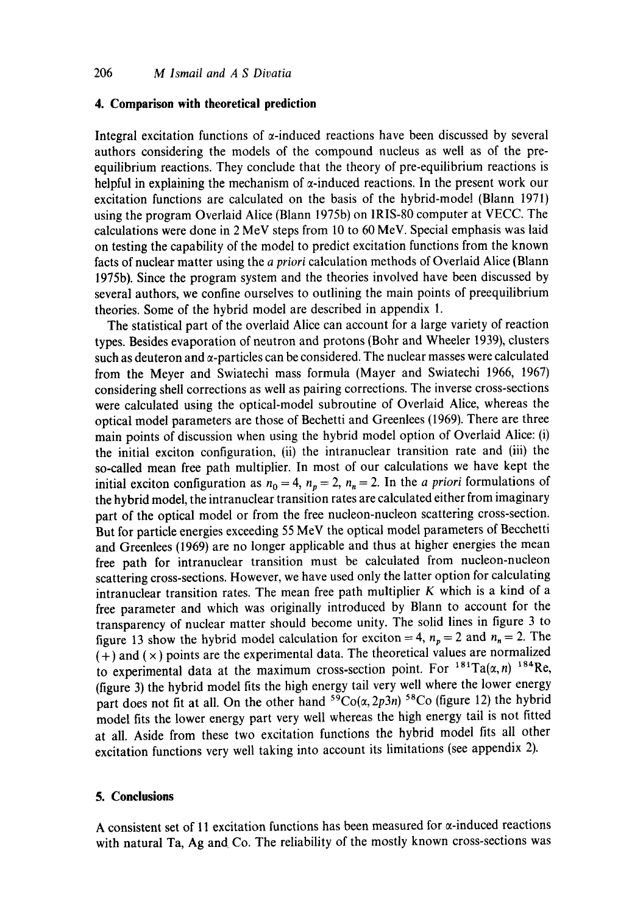## 4. Comparison with theoretical prediction

Integral excitation functions of α-induced reactions have been discussed by several authors considering the models of the compound nucleus as well as of the pre-equilibrium reactions. They conclude that the theory of pre-equilibrium reactions is helpful in explaining the mechanism of α-induced reactions. In the present work our excitation functions are calculated on the basis of the hybrid-model (Blann 1971) using the program Overlaid Alice (Blann 1975b) on IRIS-80 computer at VECC. The calculations were done in 2 MeV steps from 10 to 60 MeV. Special emphasis was laid on testing the capability of the model to predict excitation functions from the known facts of nuclear matter using the *a priori* calculation methods of Overlaid Alice (Blann 1975b). Since the program system and the theories involved have been discussed by several authors, we confine ourselves to outlining the main points of preequilibrium theories. Some of the hybrid model are described in appendix 1.

The statistical part of the overlaid Alice can account for a large variety of reaction types. Besides evaporation of neutron and protons (Bohr and Wheeler 1939), clusters such as deuteron and α-particles can be considered. The nuclear masses were calculated from the Meyer and Swiatechi mass formula (Mayer and Swiatechi 1966, 1967) considering shell corrections as well as pairing corrections. The inverse cross-sections were calculated using the optical-model subroutine of Overlaid Alice, whereas the optical model parameters are those of Bechetti and Greenlees (1969). There are three main points of discussion when using the hybrid model option of Overlaid Alice: (i) the initial exciton configuration, (ii) the intranuclear transition rate and (iii) the so-called mean free path multiplier. In most of our calculations we have kept the initial exciton configuration as $n_0 = 4$, $n_p = 2$, $n_n = 2$. In the *a priori* formulations of the hybrid model, the intranuclear transition rates are calculated either from imaginary part of the optical model or from the free nucleon-nucleon scattering cross-section. But for particle energies exceeding 55 MeV the optical model parameters of Becchetti and Greenlees (1969) are no longer applicable and thus at higher energies the mean free path for intranuclear transition must be calculated from nucleon-nucleon scattering cross-sections. However, we have used only the latter option for calculating intranuclear transition rates. The mean free path multiplier $K$ which is a kind of a free parameter and which was originally introduced by Blann to account for the transparency of nuclear matter should become unity. The solid lines in figure 3 to figure 13 show the hybrid model calculation for exciton = 4, $n_p = 2$ and $n_n = 2$. The (+) and (×) points are the experimental data. The theoretical values are normalized to experimental data at the maximum cross-section point. For $^{181}Ta(\alpha, n)\ ^{184}Re$, (figure 3) the hybrid model fits the high energy tail very well where the lower energy part does not fit at all. On the other hand $^{59}Co(\alpha, 2p3n)\ ^{58}Co$ (figure 12) the hybrid model fits the lower energy part very well whereas the high energy tail is not fitted at all. Aside from these two excitation functions the hybrid model fits all other excitation functions very well taking into account its limitations (see appendix 2).

## 5. Conclusions

A consistent set of 11 excitation functions has been measured for α-induced reactions with natural Ta, Ag and Co. The reliability of the mostly known cross-sections was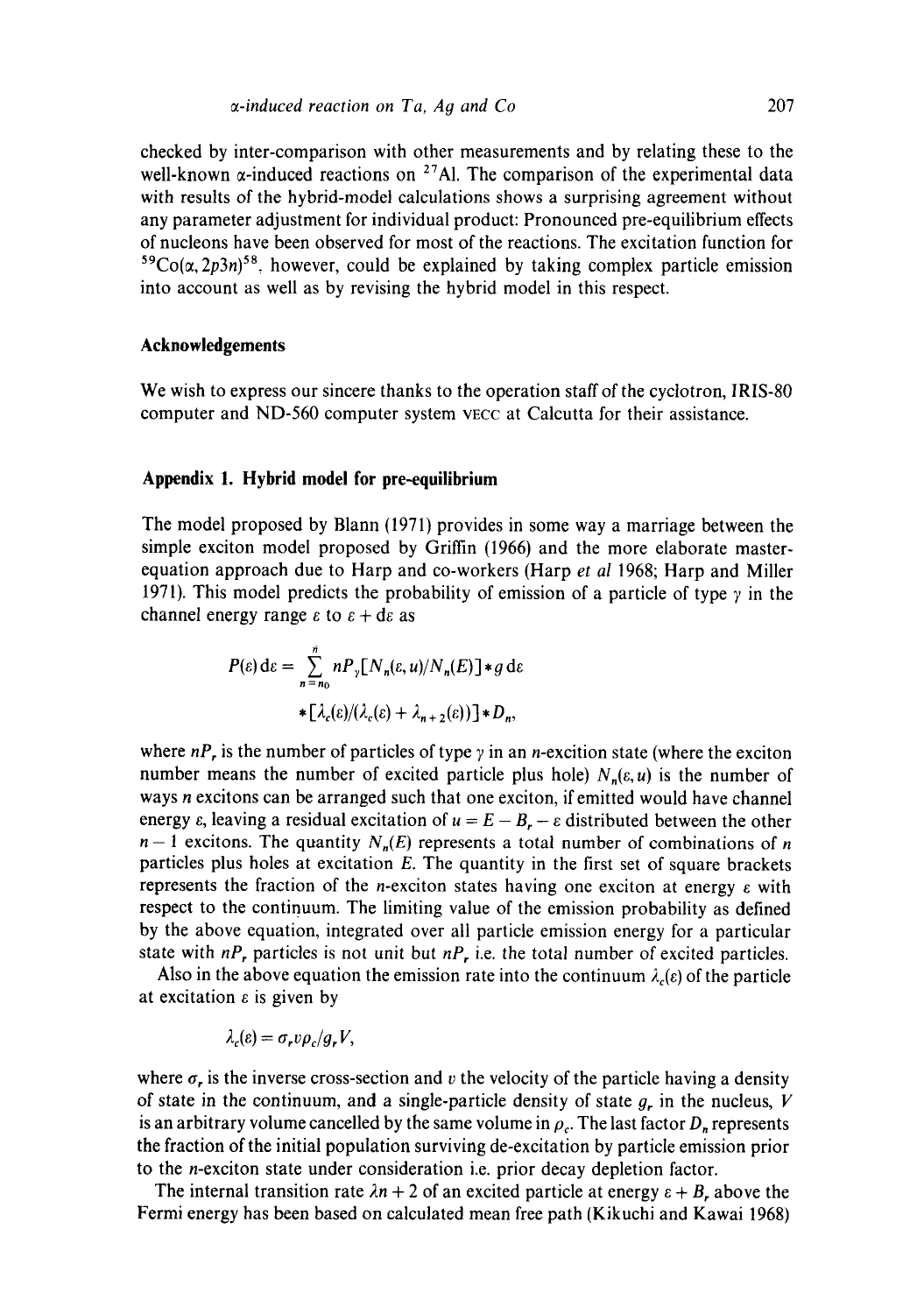checked by inter-comparison with other measurements and by relating these to the well-known α-induced reactions on $^{27}$Al. The comparison of the experimental data with results of the hybrid-model calculations shows a surprising agreement without any parameter adjustment for individual product: Pronounced pre-equilibrium effects of nucleons have been observed for most of the reactions. The excitation function for $^{59}$Co(α, 2p3n)$^{58}$, however, could be explained by taking complex particle emission into account as well as by revising the hybrid model in this respect.

## Acknowledgements

We wish to express our sincere thanks to the operation staff of the cyclotron, IRIS-80 computer and ND-560 computer system VECC at Calcutta for their assistance.

## Appendix 1. Hybrid model for pre-equilibrium

The model proposed by Blann (1971) provides in some way a marriage between the simple exciton model proposed by Griffin (1966) and the more elaborate master-equation approach due to Harp and co-workers (Harp *et al* 1968; Harp and Miller 1971). This model predicts the probability of emission of a particle of type $\gamma$ in the channel energy range $\varepsilon$ to $\varepsilon + \mathrm{d}\varepsilon$ as

$$P(\varepsilon)\,\mathrm{d}\varepsilon = \sum_{n=n_0}^{\bar{n}} nP_\gamma[N_n(\varepsilon, u)/N_n(E)] * g\,\mathrm{d}\varepsilon$$
$$* [\lambda_c(\varepsilon)/(\lambda_c(\varepsilon) + \lambda_{n+2}(\varepsilon))] * D_n,$$

where $nP_r$ is the number of particles of type $\gamma$ in an $n$-excition state (where the exciton number means the number of excited particle plus hole) $N_n(\varepsilon, u)$ is the number of ways $n$ excitons can be arranged such that one exciton, if emitted would have channel energy $\varepsilon$, leaving a residual excitation of $u = E - B_r - \varepsilon$ distributed between the other $n - 1$ excitons. The quantity $N_n(E)$ represents a total number of combinations of $n$ particles plus holes at excitation $E$. The quantity in the first set of square brackets represents the fraction of the $n$-exciton states having one exciton at energy $\varepsilon$ with respect to the continuum. The limiting value of the emission probability as defined by the above equation, integrated over all particle emission energy for a particular state with $nP_r$ particles is not unit but $nP_r$ i.e. the total number of excited particles.

Also in the above equation the emission rate into the continuum $\lambda_c(\varepsilon)$ of the particle at excitation $\varepsilon$ is given by

$$\lambda_c(\varepsilon) = \sigma_r v \rho_c / g_r V,$$

where $\sigma_r$ is the inverse cross-section and $v$ the velocity of the particle having a density of state in the continuum, and a single-particle density of state $g_r$ in the nucleus, $V$ is an arbitrary volume cancelled by the same volume in $\rho_c$. The last factor $D_n$ represents the fraction of the initial population surviving de-excitation by particle emission prior to the $n$-exciton state under consideration i.e. prior decay depletion factor.

The internal transition rate $\lambda n + 2$ of an excited particle at energy $\varepsilon + B_r$ above the Fermi energy has been based on calculated mean free path (Kikuchi and Kawai 1968)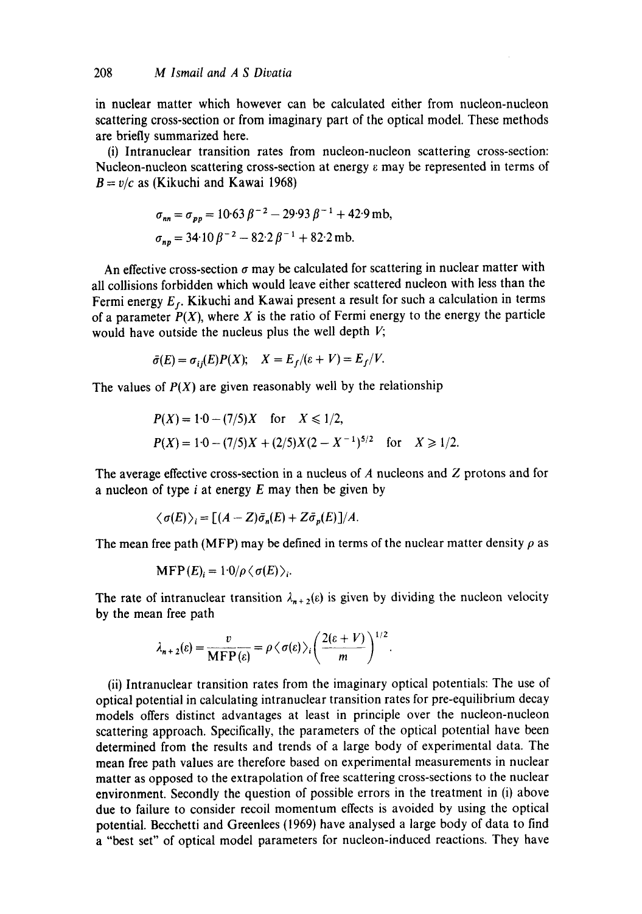in nuclear matter which however can be calculated either from nucleon-nucleon scattering cross-section or from imaginary part of the optical model. These methods are briefly summarized here.

(i) Intranuclear transition rates from nucleon-nucleon scattering cross-section: Nucleon-nucleon scattering cross-section at energy $\varepsilon$ may be represented in terms of $B = v/c$ as (Kikuchi and Kawai 1968)

$$\sigma_{nn} = \sigma_{pp} = 10{\cdot}63\,\beta^{-2} - 29{\cdot}93\,\beta^{-1} + 42{\cdot}9\,\text{mb},$$

$$\sigma_{np} = 34{\cdot}10\,\beta^{-2} - 82{\cdot}2\,\beta^{-1} + 82{\cdot}2\,\text{mb}.$$

An effective cross-section $\sigma$ may be calculated for scattering in nuclear matter with all collisions forbidden which would leave either scattered nucleon with less than the Fermi energy $E_f$. Kikuchi and Kawai present a result for such a calculation in terms of a parameter $P(X)$, where $X$ is the ratio of Fermi energy to the energy the particle would have outside the nucleus plus the well depth $V$;

$$\bar{\sigma}(E) = \sigma_{ij}(E)P(X); \quad X = E_f/(\varepsilon + V) = E_f/V.$$

The values of $P(X)$ are given reasonably well by the relationship

$$P(X) = 1{\cdot}0 - (7/5)X \quad \text{for} \quad X \leqslant 1/2,$$

$$P(X) = 1{\cdot}0 - (7/5)X + (2/5)X(2 - X^{-1})^{5/2} \quad \text{for} \quad X \geqslant 1/2.$$

The average effective cross-section in a nucleus of $A$ nucleons and $Z$ protons and for a nucleon of type $i$ at energy $E$ may then be given by

$$\langle \sigma(E) \rangle_i = [(A - Z)\bar{\sigma}_n(E) + Z\bar{\sigma}_p(E)]/A.$$

The mean free path (MFP) may be defined in terms of the nuclear matter density $\rho$ as

$$\text{MFP}(E)_i = 1{\cdot}0/\rho \langle \sigma(E) \rangle_i.$$

The rate of intranuclear transition $\lambda_{n+2}(\varepsilon)$ is given by dividing the nucleon velocity by the mean free path

$$\lambda_{n+2}(\varepsilon) = \frac{v}{\text{MFP}(\varepsilon)} = \rho \langle \sigma(\varepsilon) \rangle_i \left( \frac{2(\varepsilon + V)}{m} \right)^{1/2}.$$

(ii) Intranuclear transition rates from the imaginary optical potentials: The use of optical potential in calculating intranuclear transition rates for pre-equilibrium decay models offers distinct advantages at least in principle over the nucleon-nucleon scattering approach. Specifically, the parameters of the optical potential have been determined from the results and trends of a large body of experimental data. The mean free path values are therefore based on experimental measurements in nuclear matter as opposed to the extrapolation of free scattering cross-sections to the nuclear environment. Secondly the question of possible errors in the treatment in (i) above due to failure to consider recoil momentum effects is avoided by using the optical potential. Becchetti and Greenlees (1969) have analysed a large body of data to find a "best set" of optical model parameters for nucleon-induced reactions. They have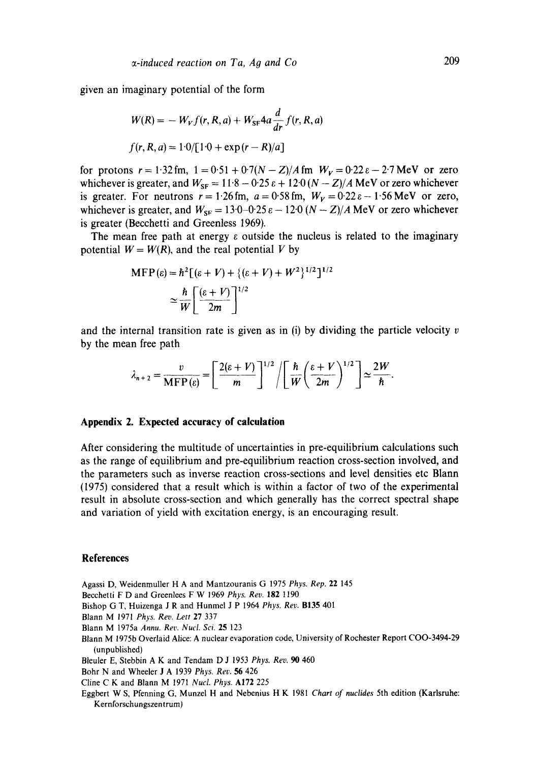given an imaginary potential of the form

$$W(R) = -W_V f(r, R, a) + W_{SF} 4a \frac{d}{dr} f(r, R, a)$$

$$f(r, R, a) = 1{\cdot}0/[1{\cdot}0 + \exp(r - R)/a]$$

for protons $r = 1{\cdot}32$ fm, $1 = 0{\cdot}51 + 0{\cdot}7(N - Z)/A$ fm $W_V = 0{\cdot}22\,\varepsilon - 2{\cdot}7$ MeV or zero whichever is greater, and $W_{SF} = 11{\cdot}8 - 0{\cdot}25\,\varepsilon + 12{\cdot}0\,(N - Z)/A$ MeV or zero whichever is greater. For neutrons $r = 1{\cdot}26$ fm, $a = 0{\cdot}58$ fm, $W_V = 0{\cdot}22\,\varepsilon - 1{\cdot}56$ MeV or zero, whichever is greater, and $W_{SF} = 13{\cdot}0 - 0{\cdot}25\,\varepsilon - 12{\cdot}0\,(N - Z)/A$ MeV or zero whichever is greater (Becchetti and Greenless 1969).

The mean free path at energy $\varepsilon$ outside the nucleus is related to the imaginary potential $W = W(R)$, and the real potential $V$ by

$$\mathrm{MFP}(\varepsilon) = \hbar^2[(\varepsilon + V) + \{(\varepsilon + V) + W^2\}^{1/2}]^{1/2}$$

$$\simeq \frac{\hbar}{W}\left[\frac{(\varepsilon + V)}{2m}\right]^{1/2}$$

and the internal transition rate is given as in (i) by dividing the particle velocity $v$ by the mean free path

$$\lambda_{n+2} = \frac{v}{\mathrm{MFP}(\varepsilon)} = \left[\frac{2(\varepsilon + V)}{m}\right]^{1/2} \Bigg/ \left[\frac{\hbar}{W}\left(\frac{\varepsilon + V}{2m}\right)^{1/2}\right] \simeq \frac{2W}{\hbar}.$$

## Appendix 2. Expected accuracy of calculation

After considering the multitude of uncertainties in pre-equilibrium calculations such as the range of equilibrium and pre-equilibrium reaction cross-section involved, and the parameters such as inverse reaction cross-sections and level densities etc Blann (1975) considered that a result which is within a factor of two of the experimental result in absolute cross-section and which generally has the correct spectral shape and variation of yield with excitation energy, is an encouraging result.

## References

Agassi D, Weidenmuller H A and Mantzouranis G 1975 *Phys. Rep.* **22** 145

Becchetti F D and Greenlees F W 1969 *Phys. Rev.* **182** 1190

Bishop G T, Huizenga J R and Hunmel J P 1964 *Phys. Rev.* **B135** 401

Blann M 1971 *Phys. Rev. Lett* **27** 337

Blann M 1975a *Annu. Rev. Nucl. Sci.* **25** 123

Blann M 1975b Overlaid Alice: A nuclear evaporation code, University of Rochester Report COO-3494-29 (unpublished)

Bleuler E, Stebbin A K and Tendam D J 1953 *Phys. Rev.* **90** 460

Bohr N and Wheeler J A 1939 *Phys. Rev.* **56** 426

Cline C K and Blann M 1971 *Nucl. Phys.* **A172** 225

Eggbert W S, Pfenning G, Munzel H and Nebenius H K 1981 *Chart of nuclides* 5th edition (Karlsruhe: Kernforschungszentrum)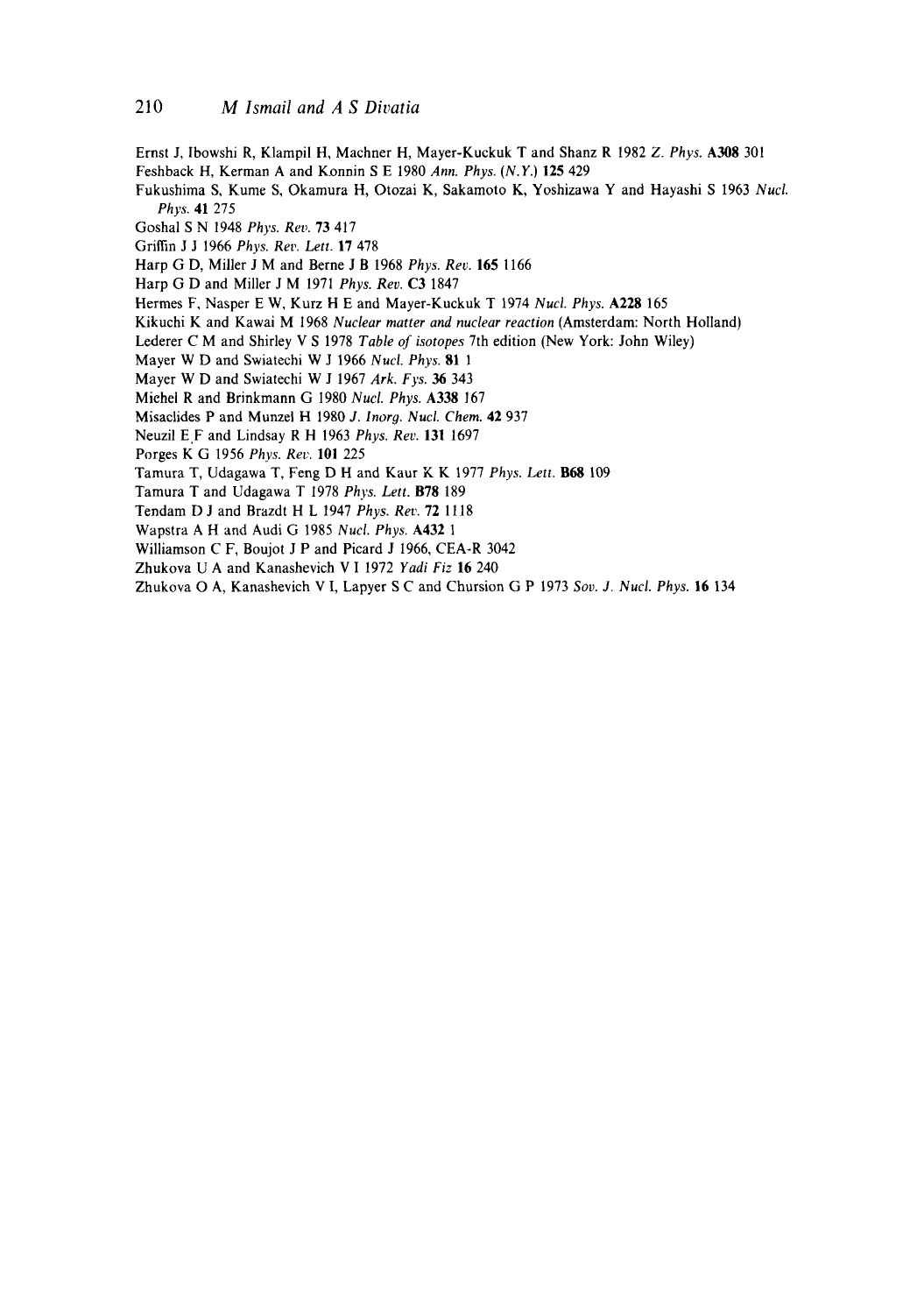Ernst J, Ibowshi R, Klampil H, Machner H, Mayer-Kuckuk T and Shanz R 1982 *Z. Phys.* **A308** 301

Feshback H, Kerman A and Konnin S E 1980 *Ann. Phys. (N.Y.)* **125** 429

Fukushima S, Kume S, Okamura H, Otozai K, Sakamoto K, Yoshizawa Y and Hayashi S 1963 *Nucl. Phys.* **41** 275

Goshal S N 1948 *Phys. Rev.* **73** 417

Griffin J J 1966 *Phys. Rev. Lett.* **17** 478

Harp G D, Miller J M and Berne J B 1968 *Phys. Rev.* **165** 1166

Harp G D and Miller J M 1971 *Phys. Rev.* **C3** 1847

Hermes F, Nasper E W, Kurz H E and Mayer-Kuckuk T 1974 *Nucl. Phys.* **A228** 165

Kikuchi K and Kawai M 1968 *Nuclear matter and nuclear reaction* (Amsterdam: North Holland)

Lederer C M and Shirley V S 1978 *Table of isotopes* 7th edition (New York: John Wiley)

Mayer W D and Swiatechi W J 1966 *Nucl. Phys.* **81** 1

Mayer W D and Swiatechi W J 1967 *Ark. Fys.* **36** 343

Michel R and Brinkmann G 1980 *Nucl. Phys.* **A338** 167

Misaclides P and Munzel H 1980 *J. Inorg. Nucl. Chem.* **42** 937

Neuzil E F and Lindsay R H 1963 *Phys. Rev.* **131** 1697

Porges K G 1956 *Phys. Rev.* **101** 225

Tamura T, Udagawa T, Feng D H and Kaur K K 1977 *Phys. Lett.* **B68** 109

Tamura T and Udagawa T 1978 *Phys. Lett.* **B78** 189

Tendam D J and Brazdt H L 1947 *Phys. Rev.* **72** 1118

Wapstra A H and Audi G 1985 *Nucl. Phys.* **A432** 1

Williamson C F, Boujot J P and Picard J 1966, CEA-R 3042

Zhukova U A and Kanashevich V I 1972 *Yadi Fiz* **16** 240

Zhukova O A, Kanashevich V I, Lapyer S C and Chursion G P 1973 *Sov. J. Nucl. Phys.* **16** 134